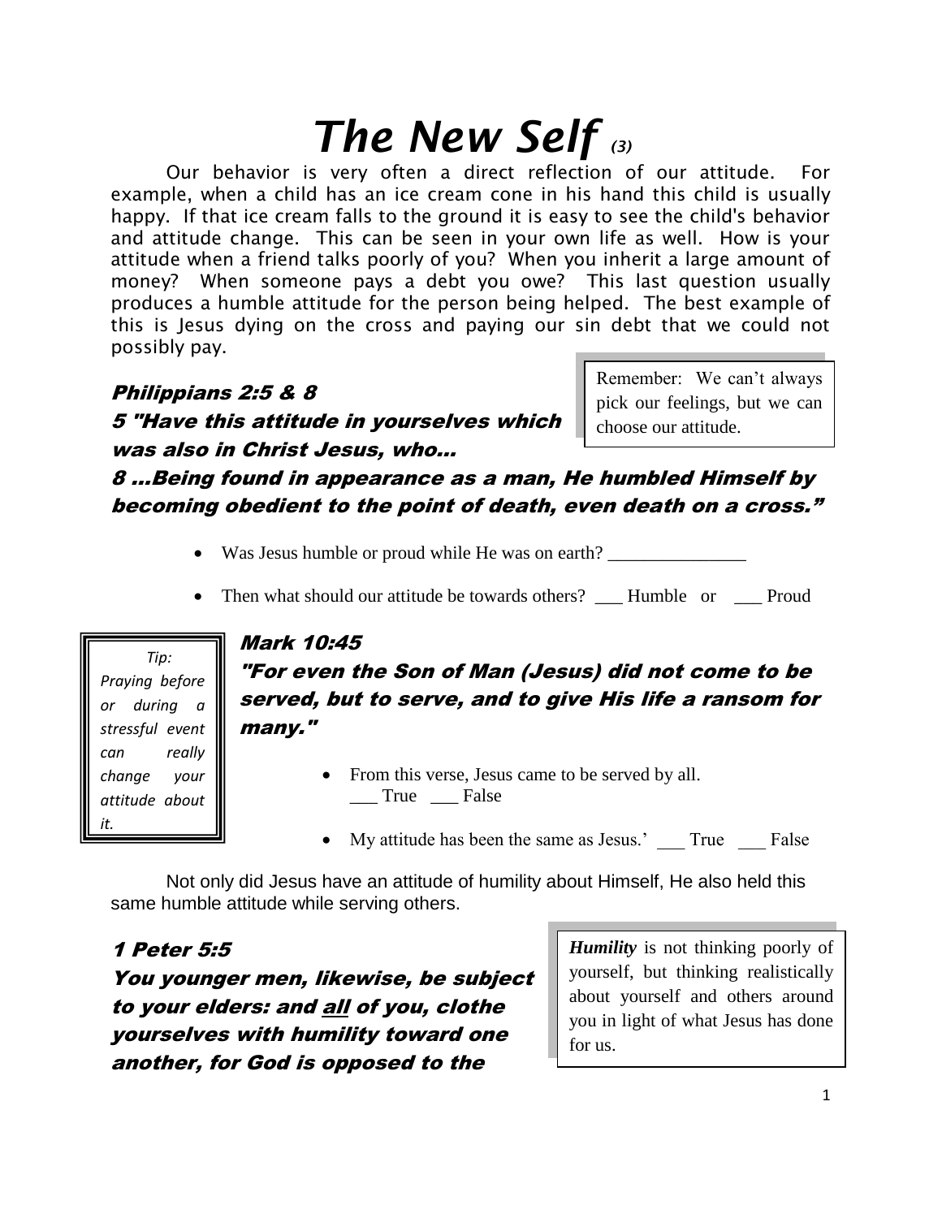# *The New Self* *(3)*

Our behavior is very often a direct reflection of our attitude. For example, when a child has an ice cream cone in his hand this child is usually happy. If that ice cream falls to the ground it is easy to see the child's behavior and attitude change. This can be seen in your own life as well. How is your attitude when a friend talks poorly of you? When you inherit a large amount of money? When someone pays a debt you owe? This last question usually produces a humble attitude for the person being helped. The best example of this is Jesus dying on the cross and paying our sin debt that we could not possibly pay.

> Remember: We can't always pick our feelings, but we can choose our attitude.

### *Philippians 2:5 & 8*

***5 "Have this attitude in yourselves which was also in Christ Jesus, who…***

***8 …Being found in appearance as a man, He humbled Himself by becoming obedient to the point of death, even death on a cross."***

- Was Jesus humble or proud while He was on earth? _______________
- Then what should our attitude be towards others? ___ Humble or ___ Proud

> *Tip: Praying before or during a stressful event can really change your attitude about it.*

### *Mark 10:45*

***"For even the Son of Man (Jesus) did not come to be served, but to serve, and to give His life a ransom for many."***

- From this verse, Jesus came to be served by all. ___ True ___ False
- My attitude has been the same as Jesus.' ___ True ___ False

Not only did Jesus have an attitude of humility about Himself, He also held this same humble attitude while serving others.

> ***Humility*** is not thinking poorly of yourself, but thinking realistically about yourself and others around you in light of what Jesus has done for us.

### *1 Peter 5:5*

***You younger men, likewise, be subject to your elders: and <u>all</u> of you, clothe yourselves with humility toward one another, for God is opposed to the***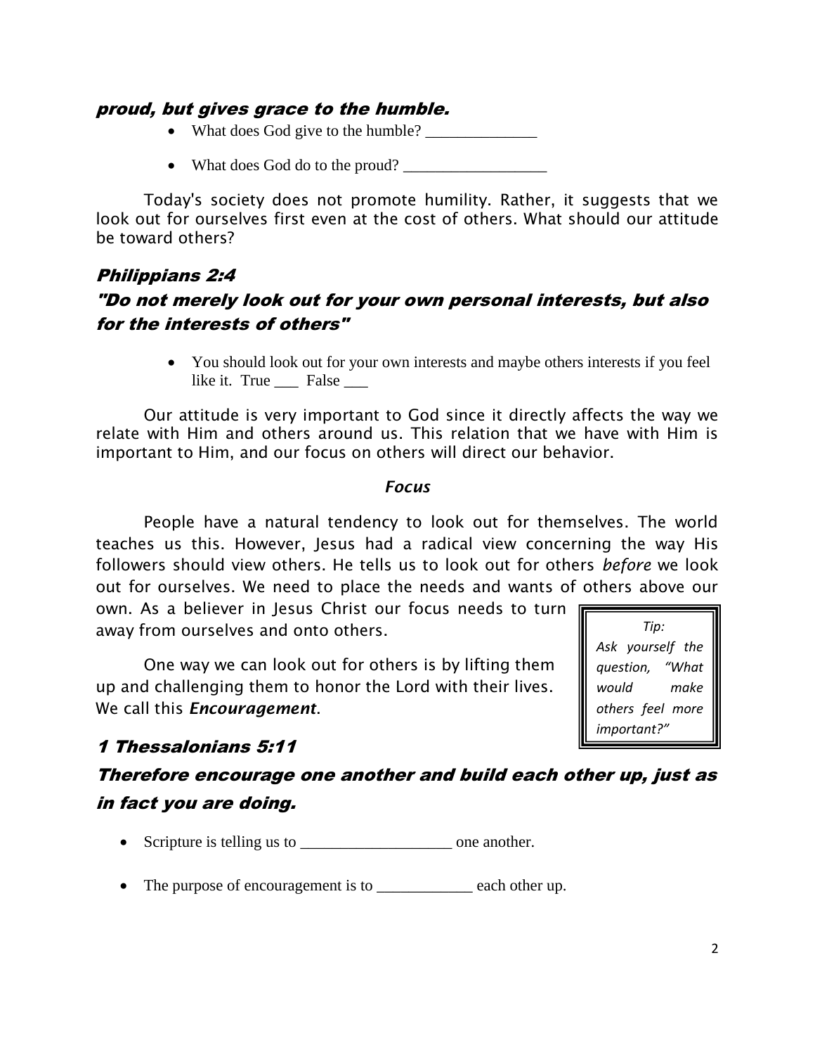***proud, but gives grace to the humble.***

- What does God give to the humble? ______________
- What does God do to the proud? __________________

Today's society does not promote humility. Rather, it suggests that we look out for ourselves first even at the cost of others. What should our attitude be toward others?

### *Philippians 2:4*

### *"Do not merely look out for your own personal interests, but also for the interests of others"*

- You should look out for your own interests and maybe others interests if you feel like it. True ___ False ___

Our attitude is very important to God since it directly affects the way we relate with Him and others around us. This relation that we have with Him is important to Him, and our focus on others will direct our behavior.

***Focus***

People have a natural tendency to look out for themselves. The world teaches us this. However, Jesus had a radical view concerning the way His followers should view others. He tells us to look out for others *before* we look out for ourselves. We need to place the needs and wants of others above our own. As a believer in Jesus Christ our focus needs to turn away from ourselves and onto others.

> *Tip:*
> *Ask yourself the question, "What would make others feel more important?"*

One way we can look out for others is by lifting them up and challenging them to honor the Lord with their lives. We call this ***Encouragement***.

### *1 Thessalonians 5:11*

### *Therefore encourage one another and build each other up, just as in fact you are doing.*

- Scripture is telling us to ___________________ one another.
- The purpose of encouragement is to ____________ each other up.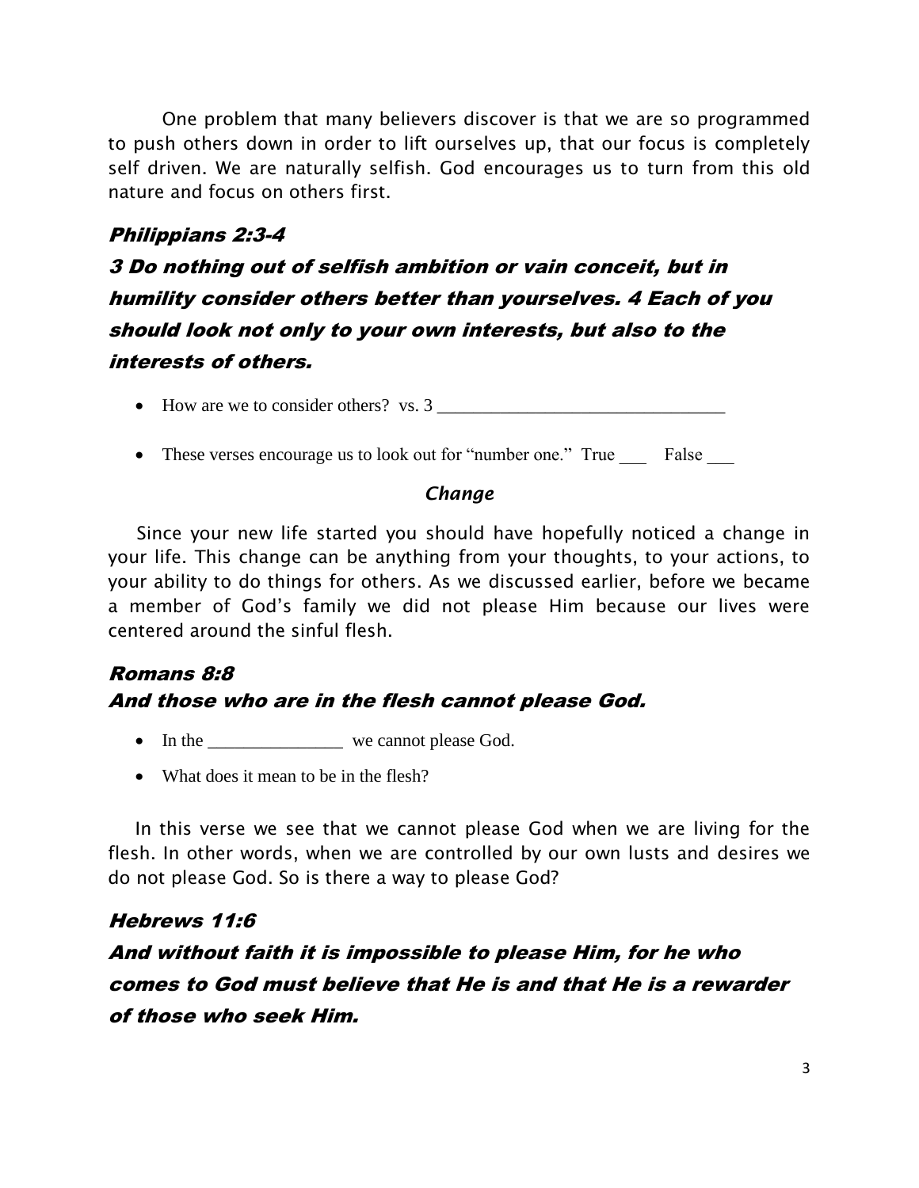One problem that many believers discover is that we are so programmed to push others down in order to lift ourselves up, that our focus is completely self driven. We are naturally selfish. God encourages us to turn from this old nature and focus on others first.

### ***Philippians 2:3-4***

### ***3 Do nothing out of selfish ambition or vain conceit, but in humility consider others better than yourselves. 4 Each of you should look not only to your own interests, but also to the interests of others.***

- How are we to consider others? vs. 3 ________________________________
- These verses encourage us to look out for "number one." True ___ False ___

#### ***Change***

Since your new life started you should have hopefully noticed a change in your life. This change can be anything from your thoughts, to your actions, to your ability to do things for others. As we discussed earlier, before we became a member of God's family we did not please Him because our lives were centered around the sinful flesh.

### ***Romans 8:8***

### ***And those who are in the flesh cannot please God.***

- In the _______________ we cannot please God.
- What does it mean to be in the flesh?

In this verse we see that we cannot please God when we are living for the flesh. In other words, when we are controlled by our own lusts and desires we do not please God. So is there a way to please God?

### ***Hebrews 11:6***

### ***And without faith it is impossible to please Him, for he who comes to God must believe that He is and that He is a rewarder of those who seek Him.***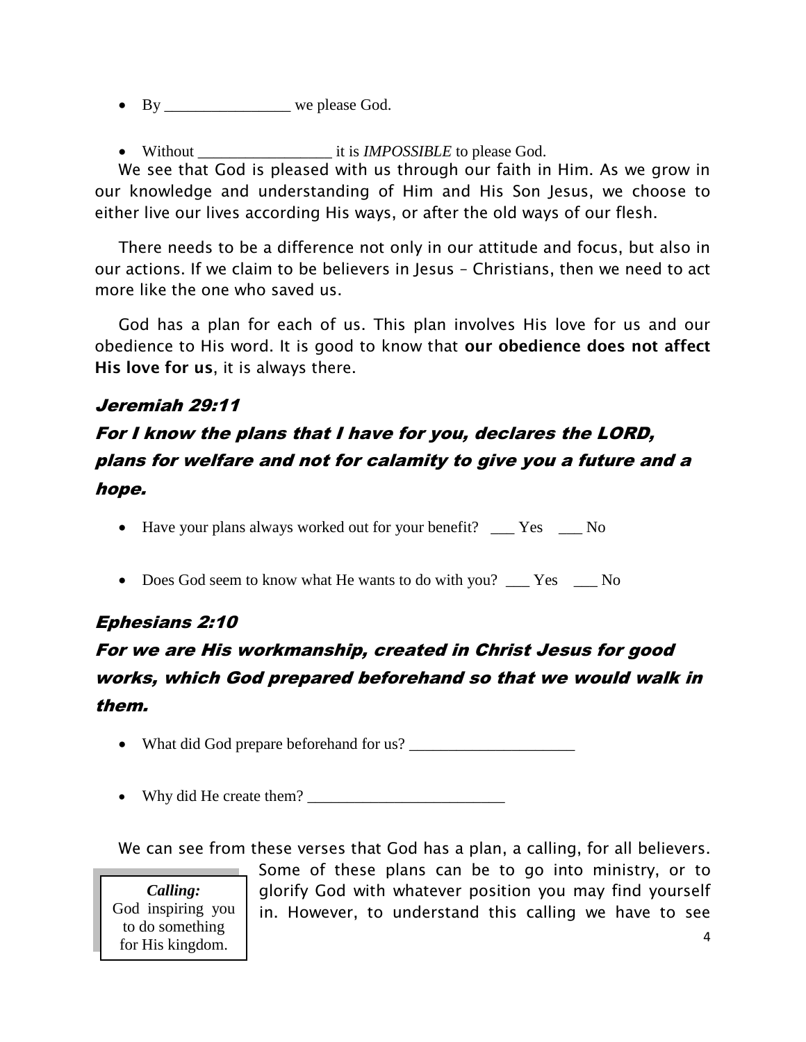- By ________________ we please God.

- Without ________________ it is *IMPOSSIBLE* to please God.

We see that God is pleased with us through our faith in Him. As we grow in our knowledge and understanding of Him and His Son Jesus, we choose to either live our lives according His ways, or after the old ways of our flesh.

There needs to be a difference not only in our attitude and focus, but also in our actions. If we claim to be believers in Jesus – Christians, then we need to act more like the one who saved us.

God has a plan for each of us. This plan involves His love for us and our obedience to His word. It is good to know that **our obedience does not affect His love for us**, it is always there.

### *Jeremiah 29:11*

### *For I know the plans that I have for you, declares the LORD, plans for welfare and not for calamity to give you a future and a hope.*

- Have your plans always worked out for your benefit? ___ Yes ___ No

- Does God seem to know what He wants to do with you? ___ Yes ___ No

### *Ephesians 2:10*

### *For we are His workmanship, created in Christ Jesus for good works, which God prepared beforehand so that we would walk in them.*

- What did God prepare beforehand for us? ____________________

- Why did He create them? ________________________

We can see from these verses that God has a plan, a calling, for all believers. Some of these plans can be to go into ministry, or to glorify God with whatever position you may find yourself in. However, to understand this calling we have to see

> ***Calling:***
> God inspiring you to do something for His kingdom.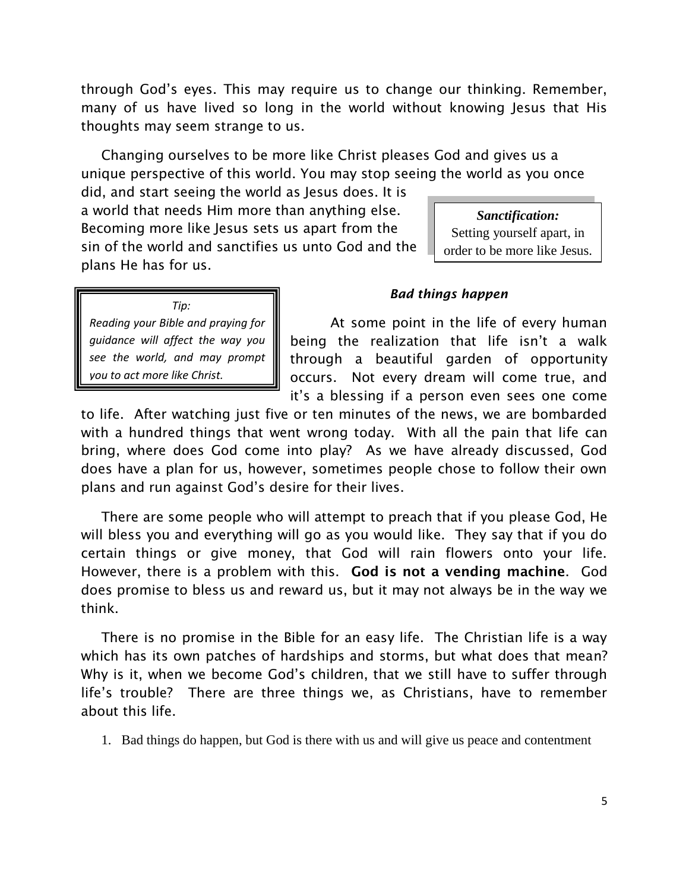through God's eyes. This may require us to change our thinking. Remember, many of us have lived so long in the world without knowing Jesus that His thoughts may seem strange to us.

Changing ourselves to be more like Christ pleases God and gives us a unique perspective of this world. You may stop seeing the world as you once did, and start seeing the world as Jesus does. It is a world that needs Him more than anything else. Becoming more like Jesus sets us apart from the sin of the world and sanctifies us unto God and the plans He has for us.

> ***Sanctification:***
> Setting yourself apart, in order to be more like Jesus.

> *Tip:*
> *Reading your Bible and praying for guidance will affect the way you see the world, and may prompt you to act more like Christ.*

### ***Bad things happen***

At some point in the life of every human being the realization that life isn't a walk through a beautiful garden of opportunity occurs. Not every dream will come true, and it's a blessing if a person even sees one come to life. After watching just five or ten minutes of the news, we are bombarded with a hundred things that went wrong today. With all the pain that life can bring, where does God come into play? As we have already discussed, God does have a plan for us, however, sometimes people chose to follow their own plans and run against God's desire for their lives.

There are some people who will attempt to preach that if you please God, He will bless you and everything will go as you would like. They say that if you do certain things or give money, that God will rain flowers onto your life. However, there is a problem with this. **God is not a vending machine**. God does promise to bless us and reward us, but it may not always be in the way we think.

There is no promise in the Bible for an easy life. The Christian life is a way which has its own patches of hardships and storms, but what does that mean? Why is it, when we become God's children, that we still have to suffer through life's trouble? There are three things we, as Christians, have to remember about this life.

1. Bad things do happen, but God is there with us and will give us peace and contentment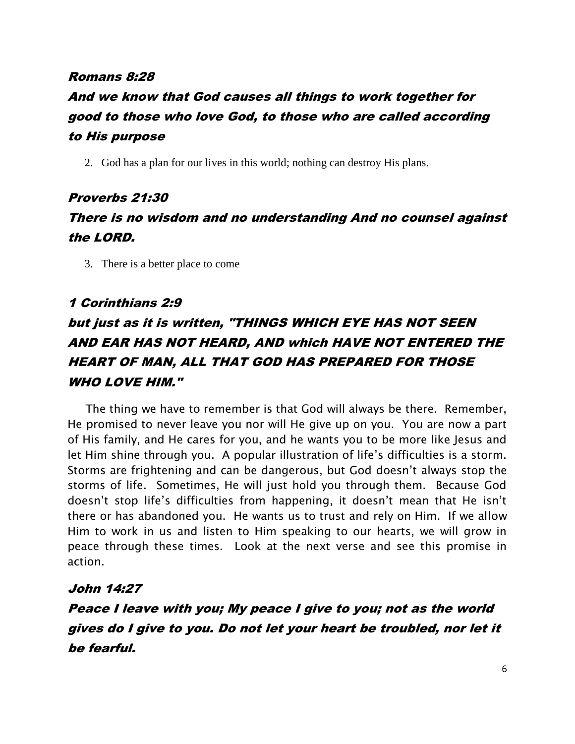***Romans 8:28***

***And we know that God causes all things to work together for good to those who love God, to those who are called according to His purpose***

2. God has a plan for our lives in this world; nothing can destroy His plans.

***Proverbs 21:30***

***There is no wisdom and no understanding And no counsel against the LORD.***

3. There is a better place to come

***1 Corinthians 2:9***

***but just as it is written, "THINGS WHICH EYE HAS NOT SEEN AND EAR HAS NOT HEARD, AND which HAVE NOT ENTERED THE HEART OF MAN, ALL THAT GOD HAS PREPARED FOR THOSE WHO LOVE HIM."***

The thing we have to remember is that God will always be there. Remember, He promised to never leave you nor will He give up on you. You are now a part of His family, and He cares for you, and he wants you to be more like Jesus and let Him shine through you. A popular illustration of life's difficulties is a storm. Storms are frightening and can be dangerous, but God doesn't always stop the storms of life. Sometimes, He will just hold you through them. Because God doesn't stop life's difficulties from happening, it doesn't mean that He isn't there or has abandoned you. He wants us to trust and rely on Him. If we allow Him to work in us and listen to Him speaking to our hearts, we will grow in peace through these times. Look at the next verse and see this promise in action.

***John 14:27***

***Peace I leave with you; My peace I give to you; not as the world gives do I give to you. Do not let your heart be troubled, nor let it be fearful.***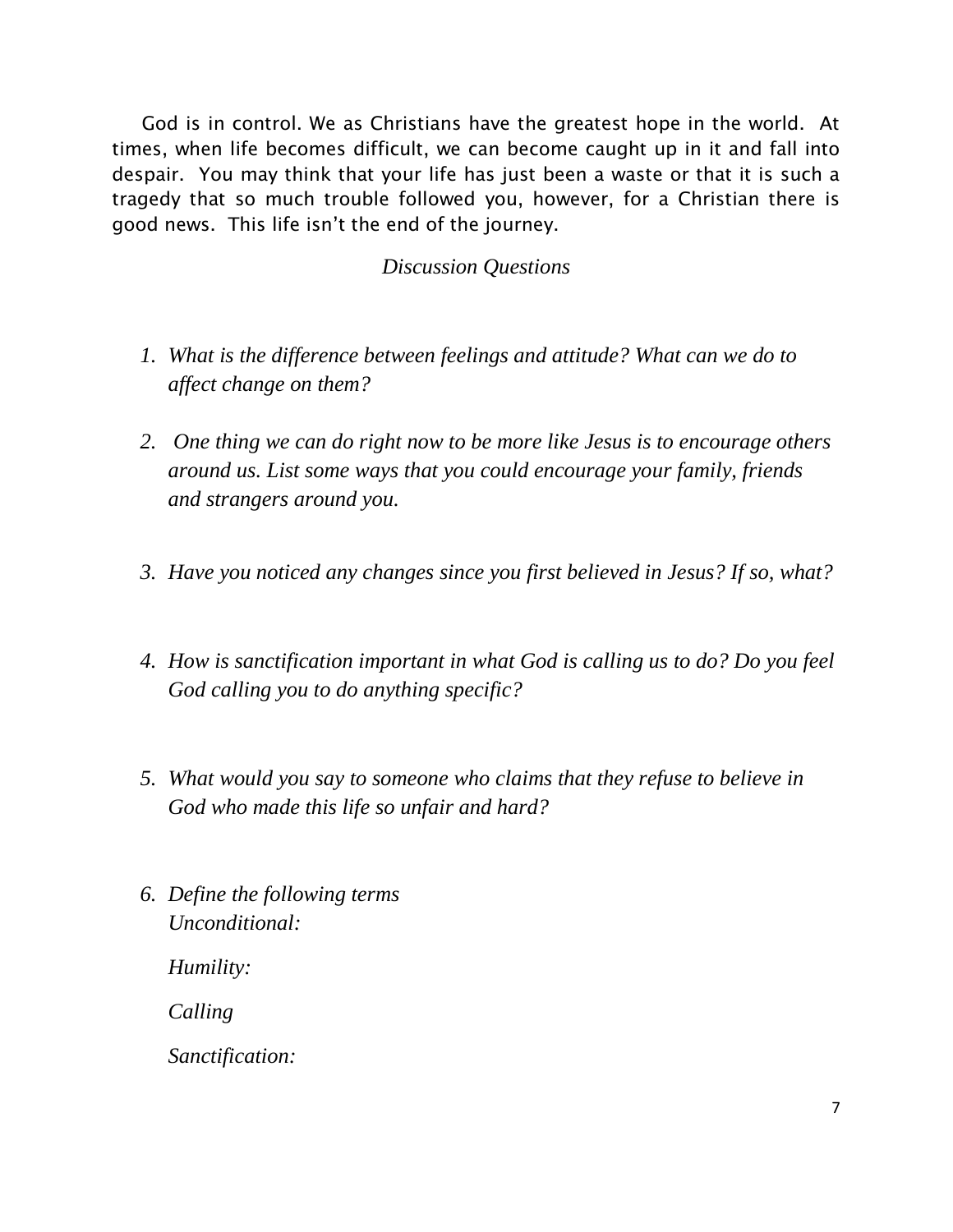God is in control. We as Christians have the greatest hope in the world. At times, when life becomes difficult, we can become caught up in it and fall into despair. You may think that your life has just been a waste or that it is such a tragedy that so much trouble followed you, however, for a Christian there is good news. This life isn't the end of the journey.

## *Discussion Questions*

1. *What is the difference between feelings and attitude? What can we do to affect change on them?*

2. *One thing we can do right now to be more like Jesus is to encourage others around us. List some ways that you could encourage your family, friends and strangers around you.*

3. *Have you noticed any changes since you first believed in Jesus? If so, what?*

4. *How is sanctification important in what God is calling us to do? Do you feel God calling you to do anything specific?*

5. *What would you say to someone who claims that they refuse to believe in God who made this life so unfair and hard?*

6. *Define the following terms*
   *Unconditional:*

   *Humility:*

   *Calling*

   *Sanctification:*